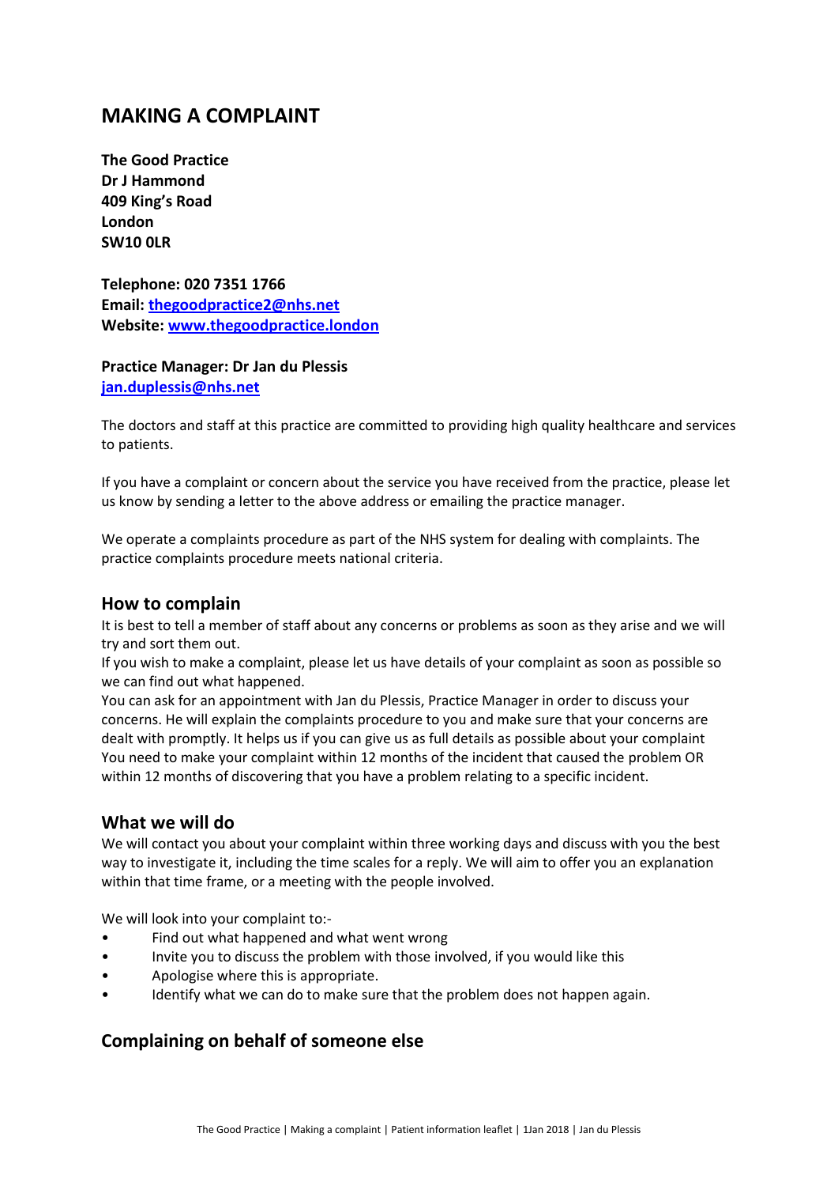# MAKING A COMPLAINT

**The Good Practice**
**Dr J Hammond**
**409 King's Road**
**London**
**SW10 0LR**

**Telephone: 020 7351 1766**
**Email: [thegoodpractice2@nhs.net](mailto:thegoodpractice2@nhs.net)**
**Website: [www.thegoodpractice.london](http://www.thegoodpractice.london)**

**Practice Manager: Dr Jan du Plessis**
**[jan.duplessis@nhs.net](mailto:jan.duplessis@nhs.net)**

The doctors and staff at this practice are committed to providing high quality healthcare and services to patients.

If you have a complaint or concern about the service you have received from the practice, please let us know by sending a letter to the above address or emailing the practice manager.

We operate a complaints procedure as part of the NHS system for dealing with complaints. The practice complaints procedure meets national criteria.

## How to complain

It is best to tell a member of staff about any concerns or problems as soon as they arise and we will try and sort them out.
If you wish to make a complaint, please let us have details of your complaint as soon as possible so we can find out what happened.
You can ask for an appointment with Jan du Plessis, Practice Manager in order to discuss your concerns. He will explain the complaints procedure to you and make sure that your concerns are dealt with promptly. It helps us if you can give us as full details as possible about your complaint
You need to make your complaint within 12 months of the incident that caused the problem OR within 12 months of discovering that you have a problem relating to a specific incident.

## What we will do

We will contact you about your complaint within three working days and discuss with you the best way to investigate it, including the time scales for a reply. We will aim to offer you an explanation within that time frame, or a meeting with the people involved.

We will look into your complaint to:-

- Find out what happened and what went wrong
- Invite you to discuss the problem with those involved, if you would like this
- Apologise where this is appropriate.
- Identify what we can do to make sure that the problem does not happen again.

## Complaining on behalf of someone else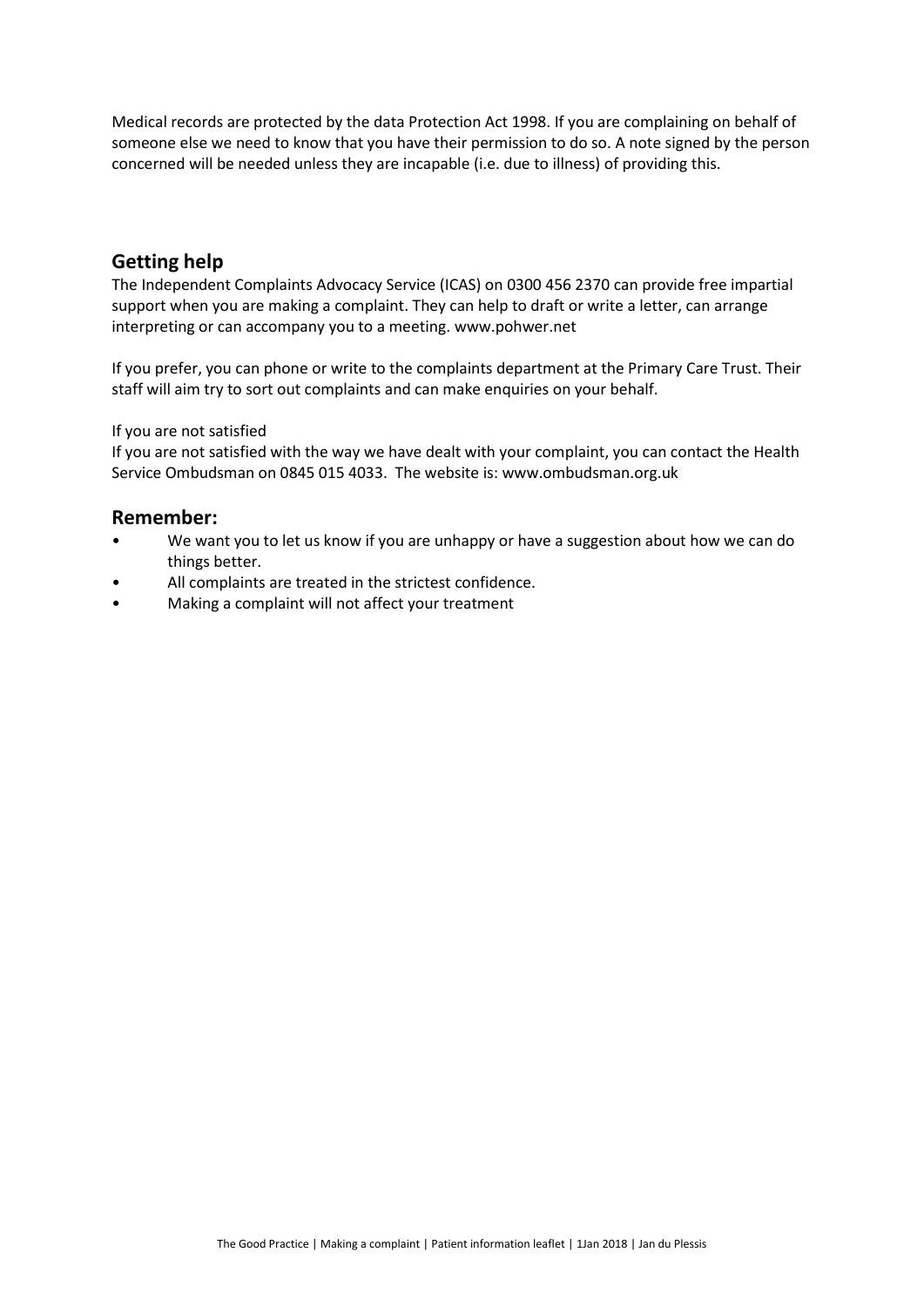Medical records are protected by the data Protection Act 1998. If you are complaining on behalf of someone else we need to know that you have their permission to do so. A note signed by the person concerned will be needed unless they are incapable (i.e. due to illness) of providing this.

## Getting help

The Independent Complaints Advocacy Service (ICAS) on 0300 456 2370 can provide free impartial support when you are making a complaint. They can help to draft or write a letter, can arrange interpreting or can accompany you to a meeting. www.pohwer.net

If you prefer, you can phone or write to the complaints department at the Primary Care Trust. Their staff will aim try to sort out complaints and can make enquiries on your behalf.

If you are not satisfied

If you are not satisfied with the way we have dealt with your complaint, you can contact the Health Service Ombudsman on 0845 015 4033. The website is: www.ombudsman.org.uk

## Remember:

- We want you to let us know if you are unhappy or have a suggestion about how we can do things better.
- All complaints are treated in the strictest confidence.
- Making a complaint will not affect your treatment